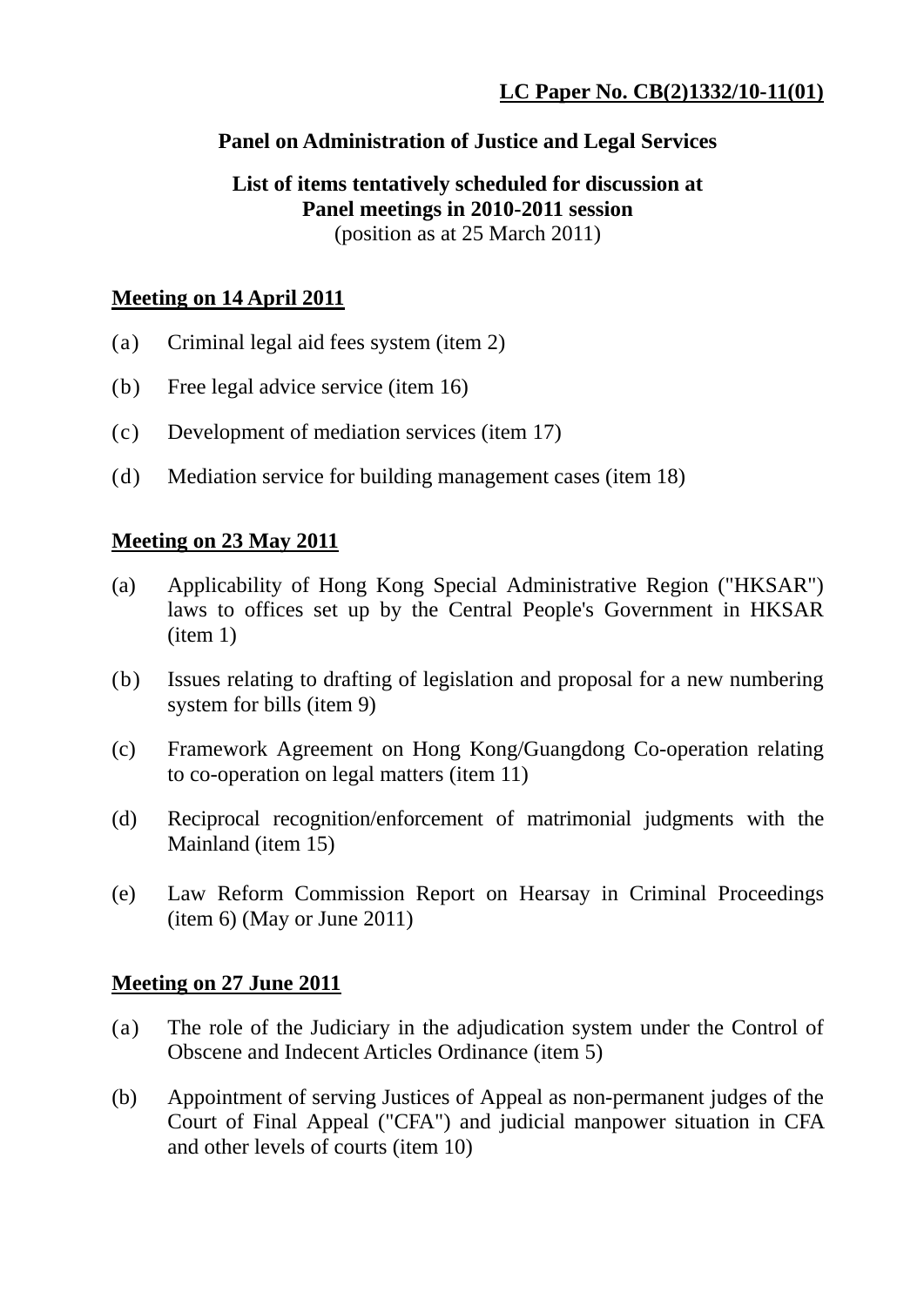**LC Paper No. CB(2)1332/10-11(01)**

## Panel on Administration of Justice and Legal Services

### List of items tentatively scheduled for discussion at Panel meetings in 2010-2011 session

(position as at 25 March 2011)

**Meeting on 14 April 2011**

(a) Criminal legal aid fees system (item 2)

(b) Free legal advice service (item 16)

(c) Development of mediation services (item 17)

(d) Mediation service for building management cases (item 18)

**Meeting on 23 May 2011**

(a) Applicability of Hong Kong Special Administrative Region ("HKSAR") laws to offices set up by the Central People's Government in HKSAR (item 1)

(b) Issues relating to drafting of legislation and proposal for a new numbering system for bills (item 9)

(c) Framework Agreement on Hong Kong/Guangdong Co-operation relating to co-operation on legal matters (item 11)

(d) Reciprocal recognition/enforcement of matrimonial judgments with the Mainland (item 15)

(e) Law Reform Commission Report on Hearsay in Criminal Proceedings (item 6) (May or June 2011)

**Meeting on 27 June 2011**

(a) The role of the Judiciary in the adjudication system under the Control of Obscene and Indecent Articles Ordinance (item 5)

(b) Appointment of serving Justices of Appeal as non-permanent judges of the Court of Final Appeal ("CFA") and judicial manpower situation in CFA and other levels of courts (item 10)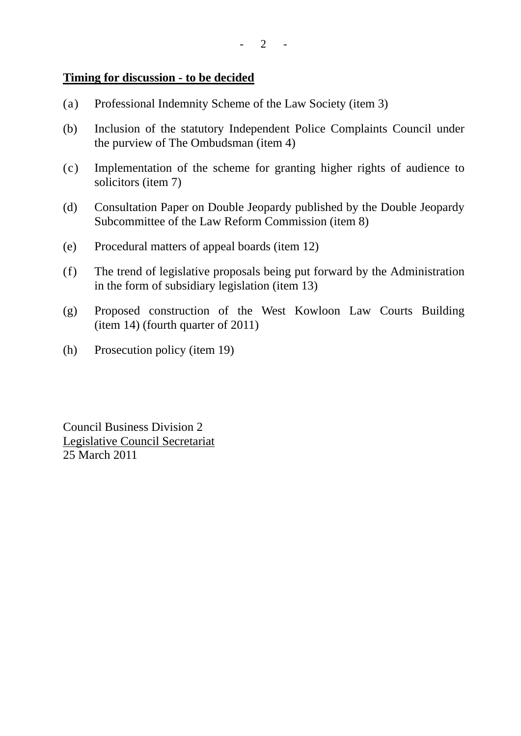**<u>Timing for discussion - to be decided</u>**

(a) Professional Indemnity Scheme of the Law Society (item 3)

(b) Inclusion of the statutory Independent Police Complaints Council under the purview of The Ombudsman (item 4)

(c) Implementation of the scheme for granting higher rights of audience to solicitors (item 7)

(d) Consultation Paper on Double Jeopardy published by the Double Jeopardy Subcommittee of the Law Reform Commission (item 8)

(e) Procedural matters of appeal boards (item 12)

(f) The trend of legislative proposals being put forward by the Administration in the form of subsidiary legislation (item 13)

(g) Proposed construction of the West Kowloon Law Courts Building (item 14) (fourth quarter of 2011)

(h) Prosecution policy (item 19)

Council Business Division 2
<u>Legislative Council Secretariat</u>
25 March 2011